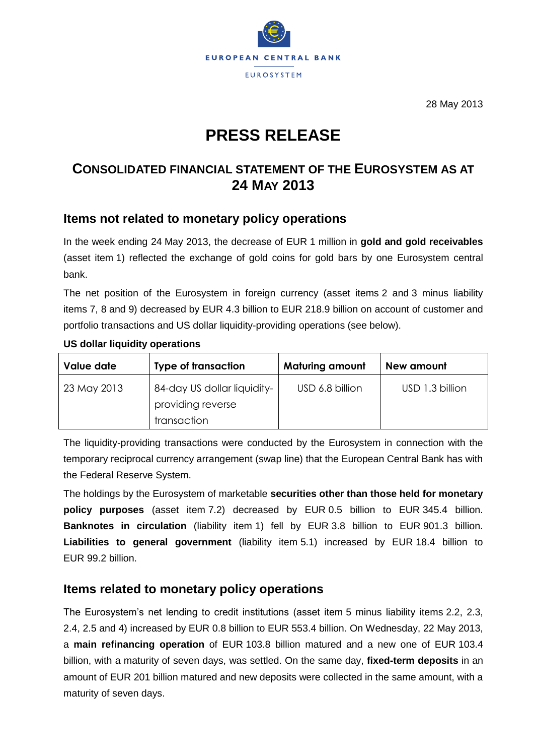EUROPEAN CENTRAL BANK

EUROSYSTEM

28 May 2013

# PRESS RELEASE

## CONSOLIDATED FINANCIAL STATEMENT OF THE EUROSYSTEM AS AT 24 MAY 2013

### Items not related to monetary policy operations

In the week ending 24 May 2013, the decrease of EUR 1 million in **gold and gold receivables** (asset item 1) reflected the exchange of gold coins for gold bars by one Eurosystem central bank.

The net position of the Eurosystem in foreign currency (asset items 2 and 3 minus liability items 7, 8 and 9) decreased by EUR 4.3 billion to EUR 218.9 billion on account of customer and portfolio transactions and US dollar liquidity-providing operations (see below).

**US dollar liquidity operations**

| Value date | Type of transaction | Maturing amount | New amount |
|---|---|---|---|
| 23 May 2013 | 84-day US dollar liquidity-providing reverse transaction | USD 6.8 billion | USD 1.3 billion |

The liquidity-providing transactions were conducted by the Eurosystem in connection with the temporary reciprocal currency arrangement (swap line) that the European Central Bank has with the Federal Reserve System.

The holdings by the Eurosystem of marketable **securities other than those held for monetary policy purposes** (asset item 7.2) decreased by EUR 0.5 billion to EUR 345.4 billion. **Banknotes in circulation** (liability item 1) fell by EUR 3.8 billion to EUR 901.3 billion. **Liabilities to general government** (liability item 5.1) increased by EUR 18.4 billion to EUR 99.2 billion.

### Items related to monetary policy operations

The Eurosystem's net lending to credit institutions (asset item 5 minus liability items 2.2, 2.3, 2.4, 2.5 and 4) increased by EUR 0.8 billion to EUR 553.4 billion. On Wednesday, 22 May 2013, a **main refinancing operation** of EUR 103.8 billion matured and a new one of EUR 103.4 billion, with a maturity of seven days, was settled. On the same day, **fixed-term deposits** in an amount of EUR 201 billion matured and new deposits were collected in the same amount, with a maturity of seven days.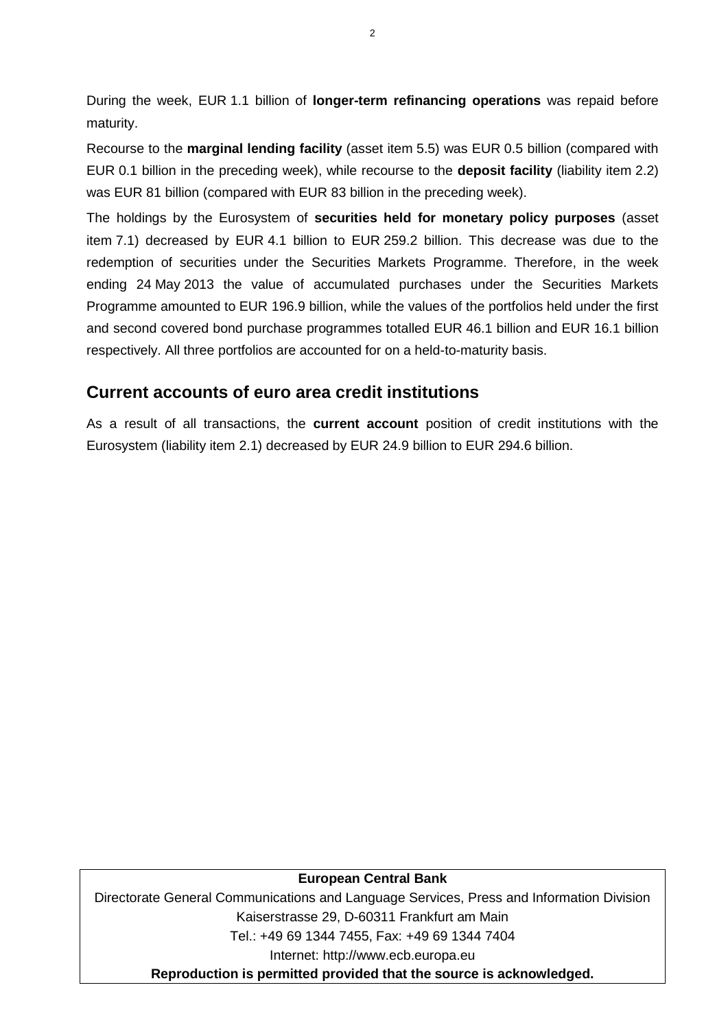During the week, EUR 1.1 billion of **longer-term refinancing operations** was repaid before maturity.

Recourse to the **marginal lending facility** (asset item 5.5) was EUR 0.5 billion (compared with EUR 0.1 billion in the preceding week), while recourse to the **deposit facility** (liability item 2.2) was EUR 81 billion (compared with EUR 83 billion in the preceding week).

The holdings by the Eurosystem of **securities held for monetary policy purposes** (asset item 7.1) decreased by EUR 4.1 billion to EUR 259.2 billion. This decrease was due to the redemption of securities under the Securities Markets Programme. Therefore, in the week ending 24 May 2013 the value of accumulated purchases under the Securities Markets Programme amounted to EUR 196.9 billion, while the values of the portfolios held under the first and second covered bond purchase programmes totalled EUR 46.1 billion and EUR 16.1 billion respectively. All three portfolios are accounted for on a held-to-maturity basis.

## Current accounts of euro area credit institutions

As a result of all transactions, the **current account** position of credit institutions with the Eurosystem (liability item 2.1) decreased by EUR 24.9 billion to EUR 294.6 billion.

**European Central Bank**
Directorate General Communications and Language Services, Press and Information Division
Kaiserstrasse 29, D-60311 Frankfurt am Main
Tel.: +49 69 1344 7455, Fax: +49 69 1344 7404
Internet: http://www.ecb.europa.eu
**Reproduction is permitted provided that the source is acknowledged.**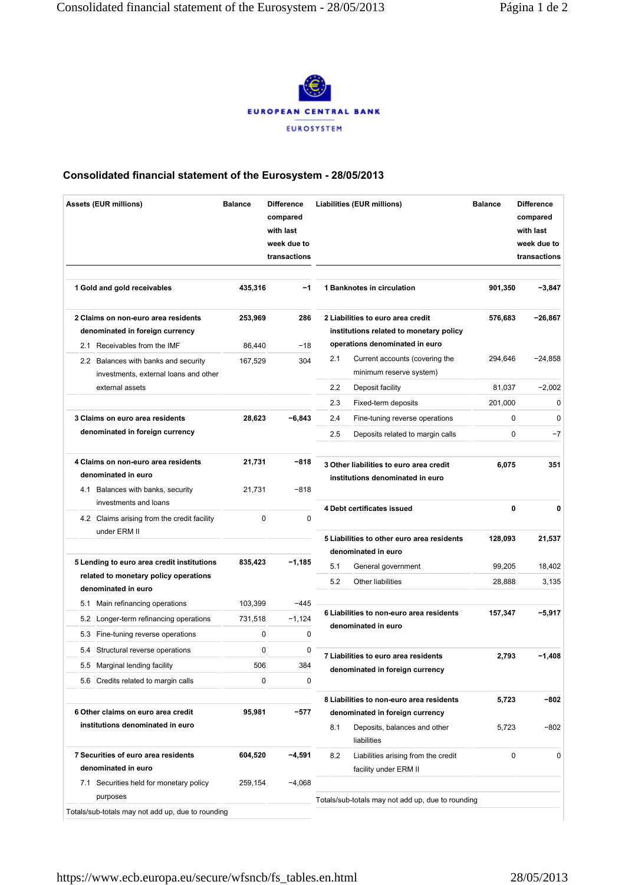EUROPEAN CENTRAL BANK

EUROSYSTEM

## Consolidated financial statement of the Eurosystem - 28/05/2013

| Assets (EUR millions) | Balance | Difference compared with last week due to transactions |
|---|---|---|
| **1 Gold and gold receivables** | **435,316** | **−1** |
| **2 Claims on non-euro area residents denominated in foreign currency** | **253,969** | **286** |
| 2.1 Receivables from the IMF | 86,440 | −18 |
| 2.2 Balances with banks and security investments, external loans and other external assets | 167,529 | 304 |
| **3 Claims on euro area residents denominated in foreign currency** | **28,623** | **−6,843** |
| **4 Claims on non-euro area residents denominated in euro** | **21,731** | **−818** |
| 4.1 Balances with banks, security investments and loans | 21,731 | −818 |
| 4.2 Claims arising from the credit facility under ERM II | 0 | 0 |
| **5 Lending to euro area credit institutions related to monetary policy operations denominated in euro** | **835,423** | **−1,185** |
| 5.1 Main refinancing operations | 103,399 | −445 |
| 5.2 Longer-term refinancing operations | 731,518 | −1,124 |
| 5.3 Fine-tuning reverse operations | 0 | 0 |
| 5.4 Structural reverse operations | 0 | 0 |
| 5.5 Marginal lending facility | 506 | 384 |
| 5.6 Credits related to margin calls | 0 | 0 |
| **6 Other claims on euro area credit institutions denominated in euro** | **95,981** | **−577** |
| **7 Securities of euro area residents denominated in euro** | **604,520** | **−4,591** |
| 7.1 Securities held for monetary policy purposes | 259,154 | −4,068 |

Totals/sub-totals may not add up, due to rounding

| Liabilities (EUR millions) | Balance | Difference compared with last week due to transactions |
|---|---|---|
| **1 Banknotes in circulation** | **901,350** | **−3,847** |
| **2 Liabilities to euro area credit institutions related to monetary policy operations denominated in euro** | **576,683** | **−26,867** |
| 2.1 Current accounts (covering the minimum reserve system) | 294,646 | −24,858 |
| 2.2 Deposit facility | 81,037 | −2,002 |
| 2.3 Fixed-term deposits | 201,000 | 0 |
| 2.4 Fine-tuning reverse operations | 0 | 0 |
| 2.5 Deposits related to margin calls | 0 | −7 |
| **3 Other liabilities to euro area credit institutions denominated in euro** | **6,075** | **351** |
| **4 Debt certificates issued** | **0** | **0** |
| **5 Liabilities to other euro area residents denominated in euro** | **128,093** | **21,537** |
| 5.1 General government | 99,205 | 18,402 |
| 5.2 Other liabilities | 28,888 | 3,135 |
| **6 Liabilities to non-euro area residents denominated in euro** | **157,347** | **−5,917** |
| **7 Liabilities to euro area residents denominated in foreign currency** | **2,793** | **−1,408** |
| **8 Liabilities to non-euro area residents denominated in foreign currency** | **5,723** | **−802** |
| 8.1 Deposits, balances and other liabilities | 5,723 | −802 |
| 8.2 Liabilities arising from the credit facility under ERM II | 0 | 0 |

Totals/sub-totals may not add up, due to rounding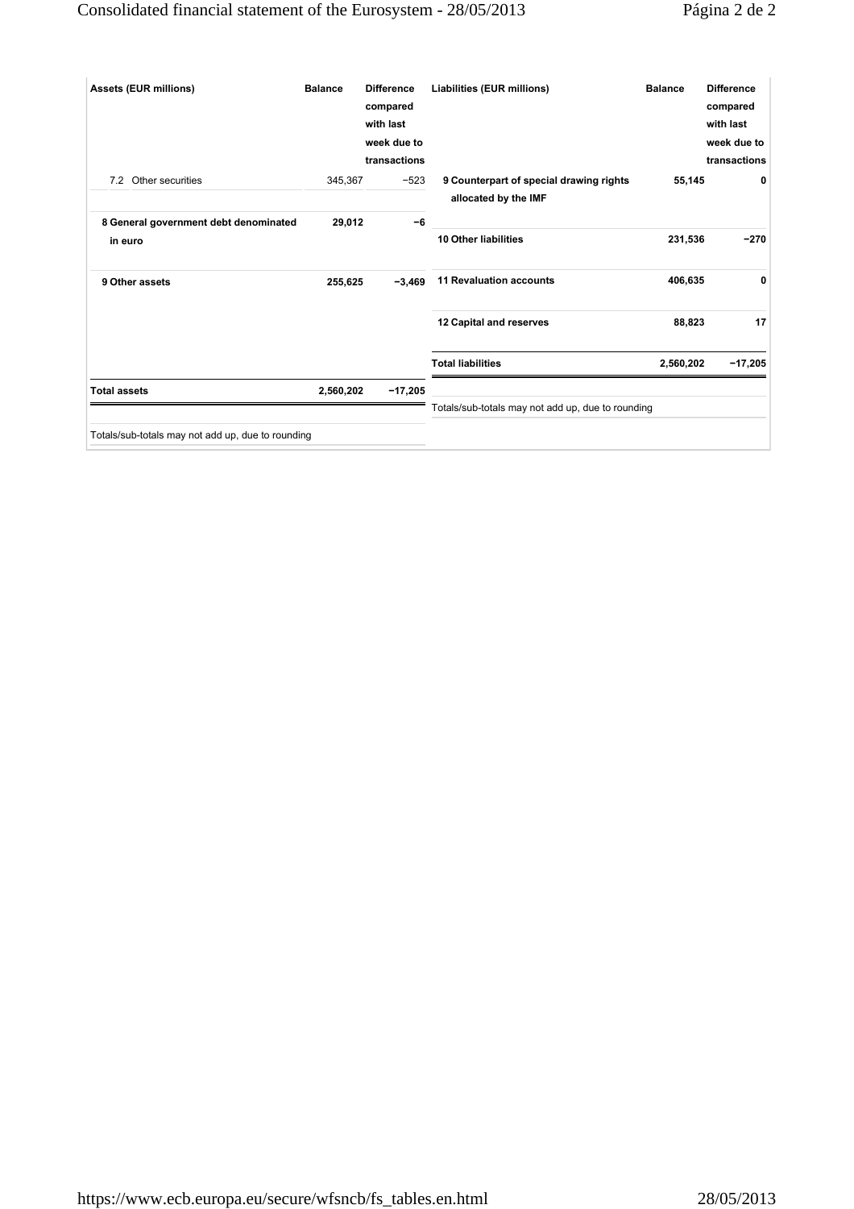| Assets (EUR millions) | Balance | Difference compared with last week due to transactions | Liabilities (EUR millions) | Balance | Difference compared with last week due to transactions |
|---|---|---|---|---|---|
| 7.2 Other securities | 345,367 | −523 | **9 Counterpart of special drawing rights allocated by the IMF** | **55,145** | **0** |
| **8 General government debt denominated in euro** | **29,012** | **−6** | **10 Other liabilities** | **231,536** | **−270** |
| **9 Other assets** | **255,625** | **−3,469** | **11 Revaluation accounts** | **406,635** | **0** |
| | | | **12 Capital and reserves** | **88,823** | **17** |
| | | | **Total liabilities** | **2,560,202** | **−17,205** |
| **Total assets** | **2,560,202** | **−17,205** | | | |

Totals/sub-totals may not add up, due to rounding

Totals/sub-totals may not add up, due to rounding